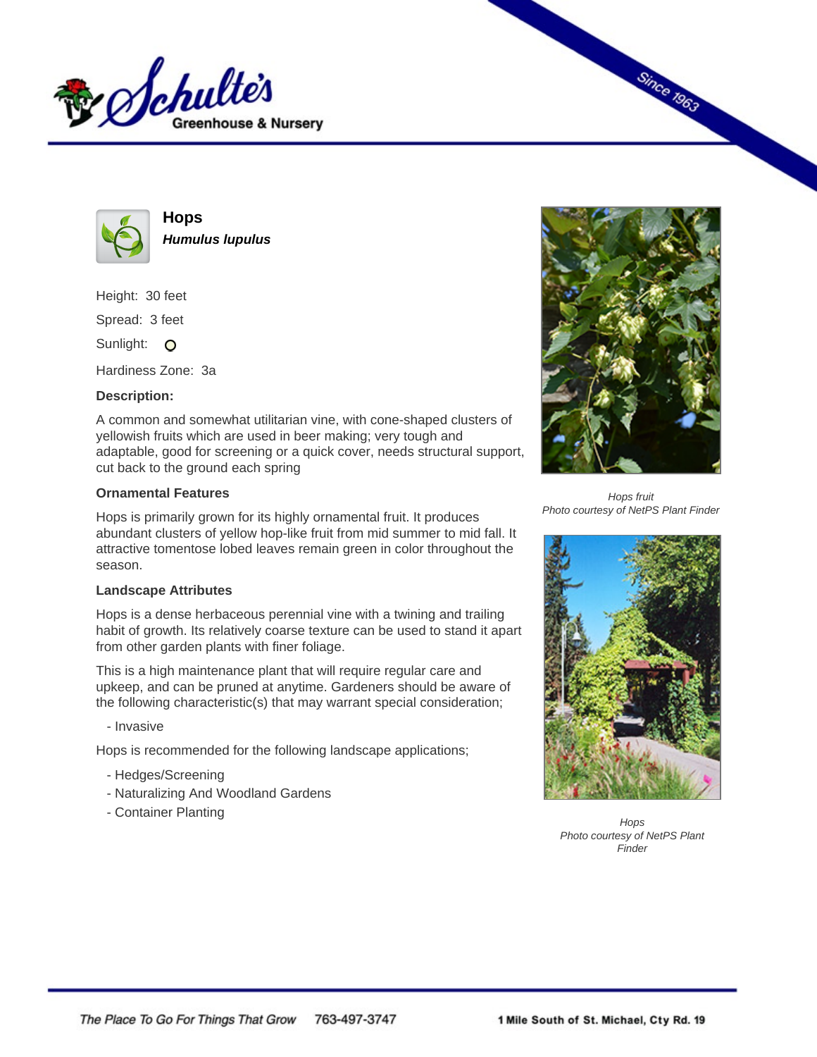# Hops

***Humulus lupulus***

Height: 30 feet

Spread: 3 feet

Sunlight: O

Hardiness Zone: 3a

### Description:

A common and somewhat utilitarian vine, with cone-shaped clusters of yellowish fruits which are used in beer making; very tough and adaptable, good for screening or a quick cover, needs structural support, cut back to the ground each spring

### Ornamental Features

Hops is primarily grown for its highly ornamental fruit. It produces abundant clusters of yellow hop-like fruit from mid summer to mid fall. It attractive tomentose lobed leaves remain green in color throughout the season.

### Landscape Attributes

Hops is a dense herbaceous perennial vine with a twining and trailing habit of growth. Its relatively coarse texture can be used to stand it apart from other garden plants with finer foliage.

This is a high maintenance plant that will require regular care and upkeep, and can be pruned at anytime. Gardeners should be aware of the following characteristic(s) that may warrant special consideration;

- Invasive

Hops is recommended for the following landscape applications;

- Hedges/Screening
- Naturalizing And Woodland Gardens
- Container Planting

*Hops fruit*
*Photo courtesy of NetPS Plant Finder*

*Hops*
*Photo courtesy of NetPS Plant Finder*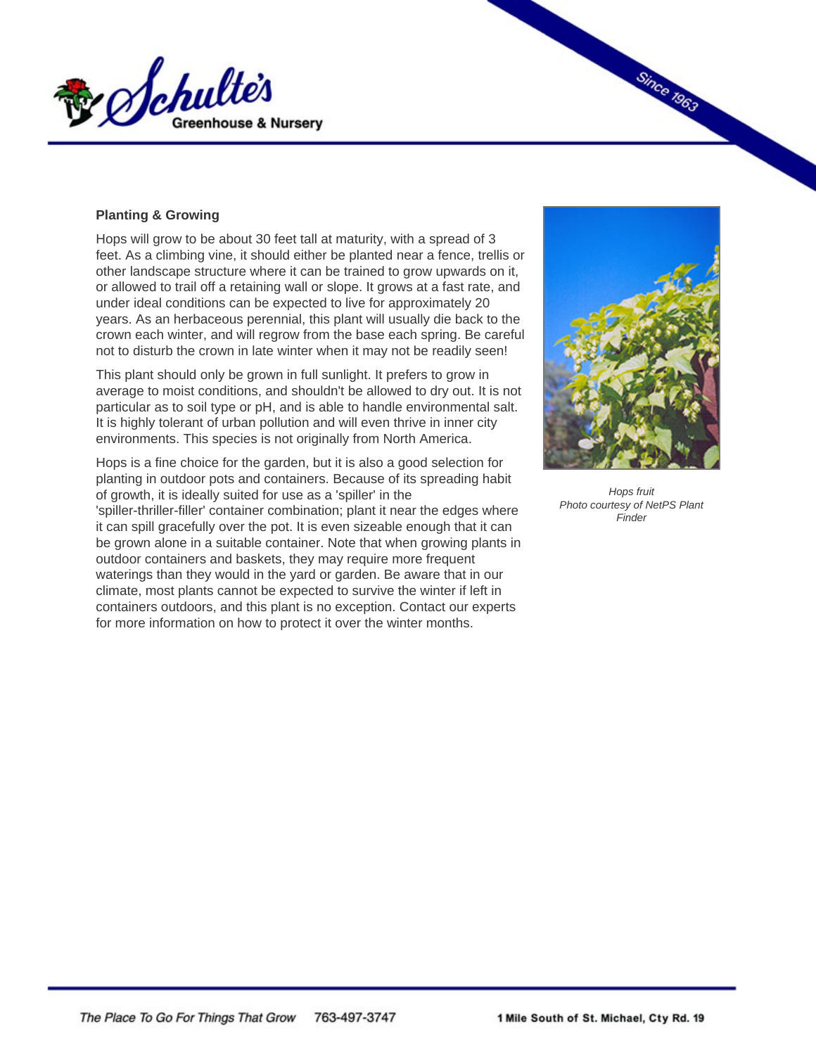## Planting & Growing

Hops will grow to be about 30 feet tall at maturity, with a spread of 3 feet. As a climbing vine, it should either be planted near a fence, trellis or other landscape structure where it can be trained to grow upwards on it, or allowed to trail off a retaining wall or slope. It grows at a fast rate, and under ideal conditions can be expected to live for approximately 20 years. As an herbaceous perennial, this plant will usually die back to the crown each winter, and will regrow from the base each spring. Be careful not to disturb the crown in late winter when it may not be readily seen!

This plant should only be grown in full sunlight. It prefers to grow in average to moist conditions, and shouldn't be allowed to dry out. It is not particular as to soil type or pH, and is able to handle environmental salt. It is highly tolerant of urban pollution and will even thrive in inner city environments. This species is not originally from North America.

Hops is a fine choice for the garden, but it is also a good selection for planting in outdoor pots and containers. Because of its spreading habit of growth, it is ideally suited for use as a 'spiller' in the 'spiller-thriller-filler' container combination; plant it near the edges where it can spill gracefully over the pot. It is even sizeable enough that it can be grown alone in a suitable container. Note that when growing plants in outdoor containers and baskets, they may require more frequent waterings than they would in the yard or garden. Be aware that in our climate, most plants cannot be expected to survive the winter if left in containers outdoors, and this plant is no exception. Contact our experts for more information on how to protect it over the winter months.

*Hops fruit*
*Photo courtesy of NetPS Plant Finder*